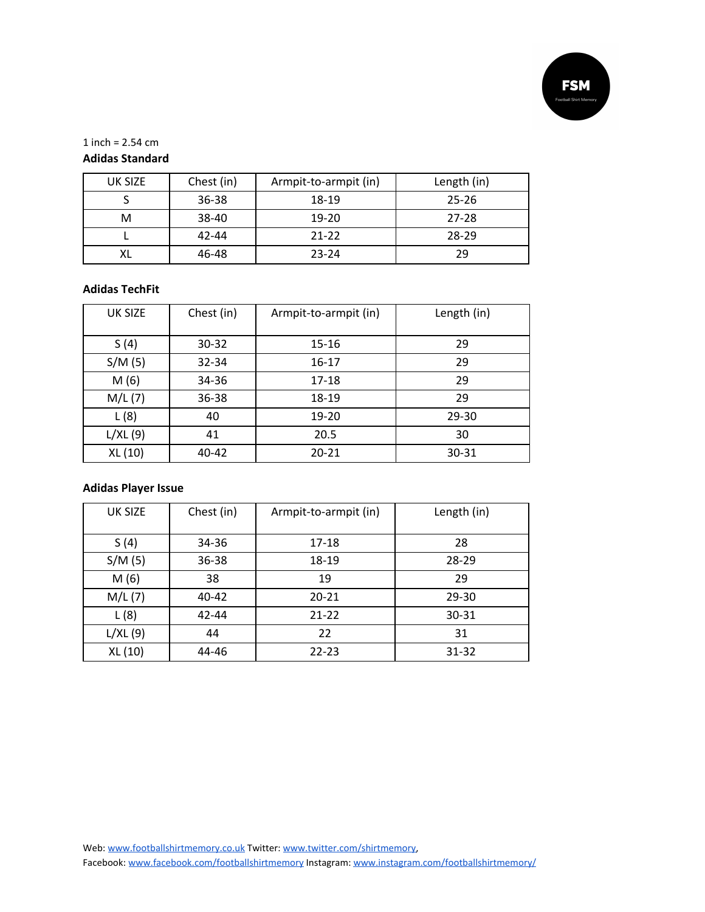1 inch = 2.54 cm

**Adidas Standard**

| UK SIZE | Chest (in) | Armpit-to-armpit (in) | Length (in) |
|---|---|---|---|
| S | 36-38 | 18-19 | 25-26 |
| M | 38-40 | 19-20 | 27-28 |
| L | 42-44 | 21-22 | 28-29 |
| XL | 46-48 | 23-24 | 29 |

**Adidas TechFit**

| UK SIZE | Chest (in) | Armpit-to-armpit (in) | Length (in) |
|---|---|---|---|
| S (4) | 30-32 | 15-16 | 29 |
| S/M (5) | 32-34 | 16-17 | 29 |
| M (6) | 34-36 | 17-18 | 29 |
| M/L (7) | 36-38 | 18-19 | 29 |
| L (8) | 40 | 19-20 | 29-30 |
| L/XL (9) | 41 | 20.5 | 30 |
| XL (10) | 40-42 | 20-21 | 30-31 |

**Adidas Player Issue**

| UK SIZE | Chest (in) | Armpit-to-armpit (in) | Length (in) |
|---|---|---|---|
| S (4) | 34-36 | 17-18 | 28 |
| S/M (5) | 36-38 | 18-19 | 28-29 |
| M (6) | 38 | 19 | 29 |
| M/L (7) | 40-42 | 20-21 | 29-30 |
| L (8) | 42-44 | 21-22 | 30-31 |
| L/XL (9) | 44 | 22 | 31 |
| XL (10) | 44-46 | 22-23 | 31-32 |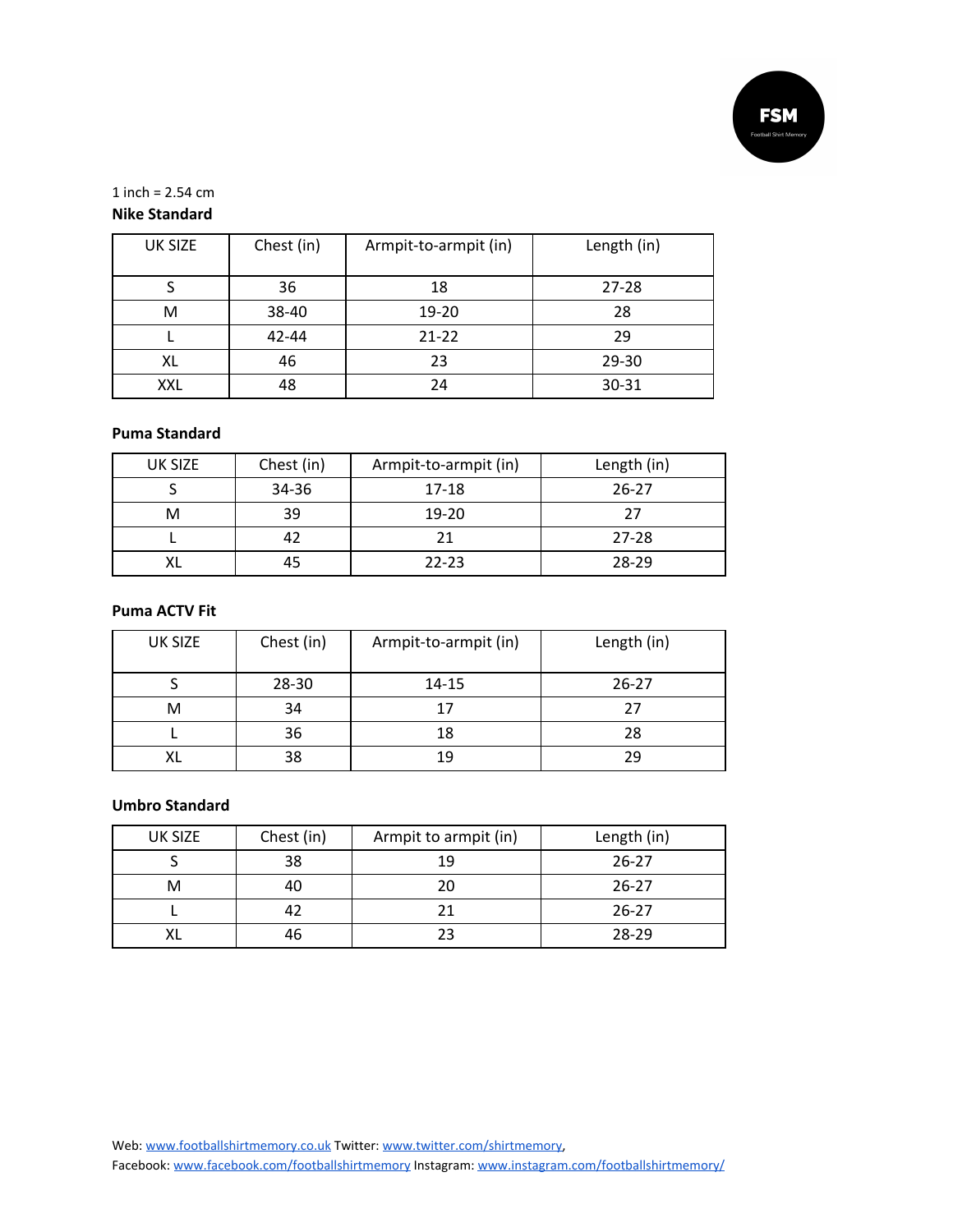1 inch = 2.54 cm

**Nike Standard**

| UK SIZE | Chest (in) | Armpit-to-armpit (in) | Length (in) |
|---|---|---|---|
| S | 36 | 18 | 27-28 |
| M | 38-40 | 19-20 | 28 |
| L | 42-44 | 21-22 | 29 |
| XL | 46 | 23 | 29-30 |
| XXL | 48 | 24 | 30-31 |

**Puma Standard**

| UK SIZE | Chest (in) | Armpit-to-armpit (in) | Length (in) |
|---|---|---|---|
| S | 34-36 | 17-18 | 26-27 |
| M | 39 | 19-20 | 27 |
| L | 42 | 21 | 27-28 |
| XL | 45 | 22-23 | 28-29 |

**Puma ACTV Fit**

| UK SIZE | Chest (in) | Armpit-to-armpit (in) | Length (in) |
|---|---|---|---|
| S | 28-30 | 14-15 | 26-27 |
| M | 34 | 17 | 27 |
| L | 36 | 18 | 28 |
| XL | 38 | 19 | 29 |

**Umbro Standard**

| UK SIZE | Chest (in) | Armpit to armpit (in) | Length (in) |
|---|---|---|---|
| S | 38 | 19 | 26-27 |
| M | 40 | 20 | 26-27 |
| L | 42 | 21 | 26-27 |
| XL | 46 | 23 | 28-29 |

Web: www.footballshirtmemory.co.uk Twitter: www.twitter.com/shirtmemory,
Facebook: www.facebook.com/footballshirtmemory Instagram: www.instagram.com/footballshirtmemory/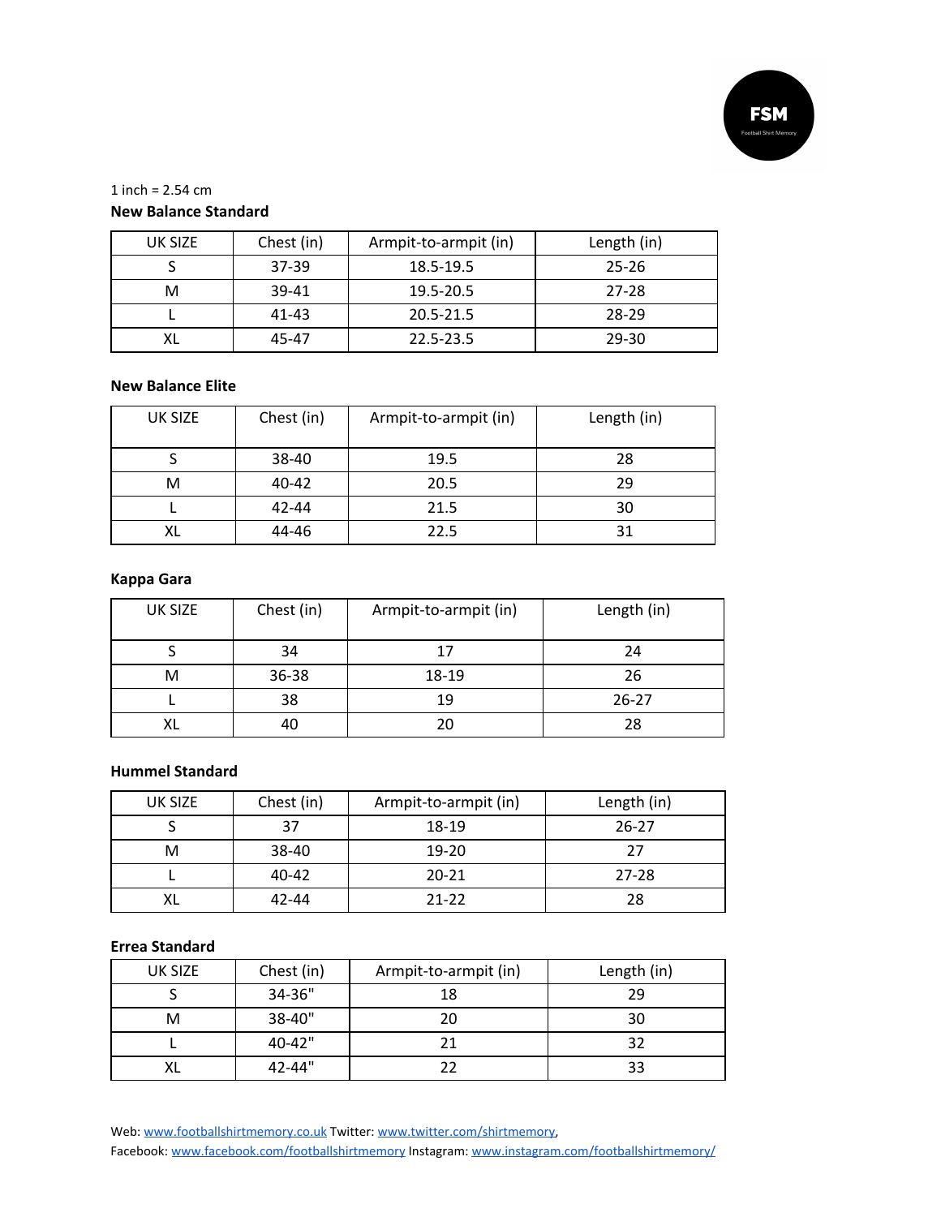1 inch = 2.54 cm

**New Balance Standard**

| UK SIZE | Chest (in) | Armpit-to-armpit (in) | Length (in) |
|---|---|---|---|
| S | 37-39 | 18.5-19.5 | 25-26 |
| M | 39-41 | 19.5-20.5 | 27-28 |
| L | 41-43 | 20.5-21.5 | 28-29 |
| XL | 45-47 | 22.5-23.5 | 29-30 |

**New Balance Elite**

| UK SIZE | Chest (in) | Armpit-to-armpit (in) | Length (in) |
|---|---|---|---|
| S | 38-40 | 19.5 | 28 |
| M | 40-42 | 20.5 | 29 |
| L | 42-44 | 21.5 | 30 |
| XL | 44-46 | 22.5 | 31 |

**Kappa Gara**

| UK SIZE | Chest (in) | Armpit-to-armpit (in) | Length (in) |
|---|---|---|---|
| S | 34 | 17 | 24 |
| M | 36-38 | 18-19 | 26 |
| L | 38 | 19 | 26-27 |
| XL | 40 | 20 | 28 |

**Hummel Standard**

| UK SIZE | Chest (in) | Armpit-to-armpit (in) | Length (in) |
|---|---|---|---|
| S | 37 | 18-19 | 26-27 |
| M | 38-40 | 19-20 | 27 |
| L | 40-42 | 20-21 | 27-28 |
| XL | 42-44 | 21-22 | 28 |

**Errea Standard**

| UK SIZE | Chest (in) | Armpit-to-armpit (in) | Length (in) |
|---|---|---|---|
| S | 34-36" | 18 | 29 |
| M | 38-40" | 20 | 30 |
| L | 40-42" | 21 | 32 |
| XL | 42-44" | 22 | 33 |

Web: www.footballshirtmemory.co.uk Twitter: www.twitter.com/shirtmemory,
Facebook: www.facebook.com/footballshirtmemory Instagram: www.instagram.com/footballshirtmemory/